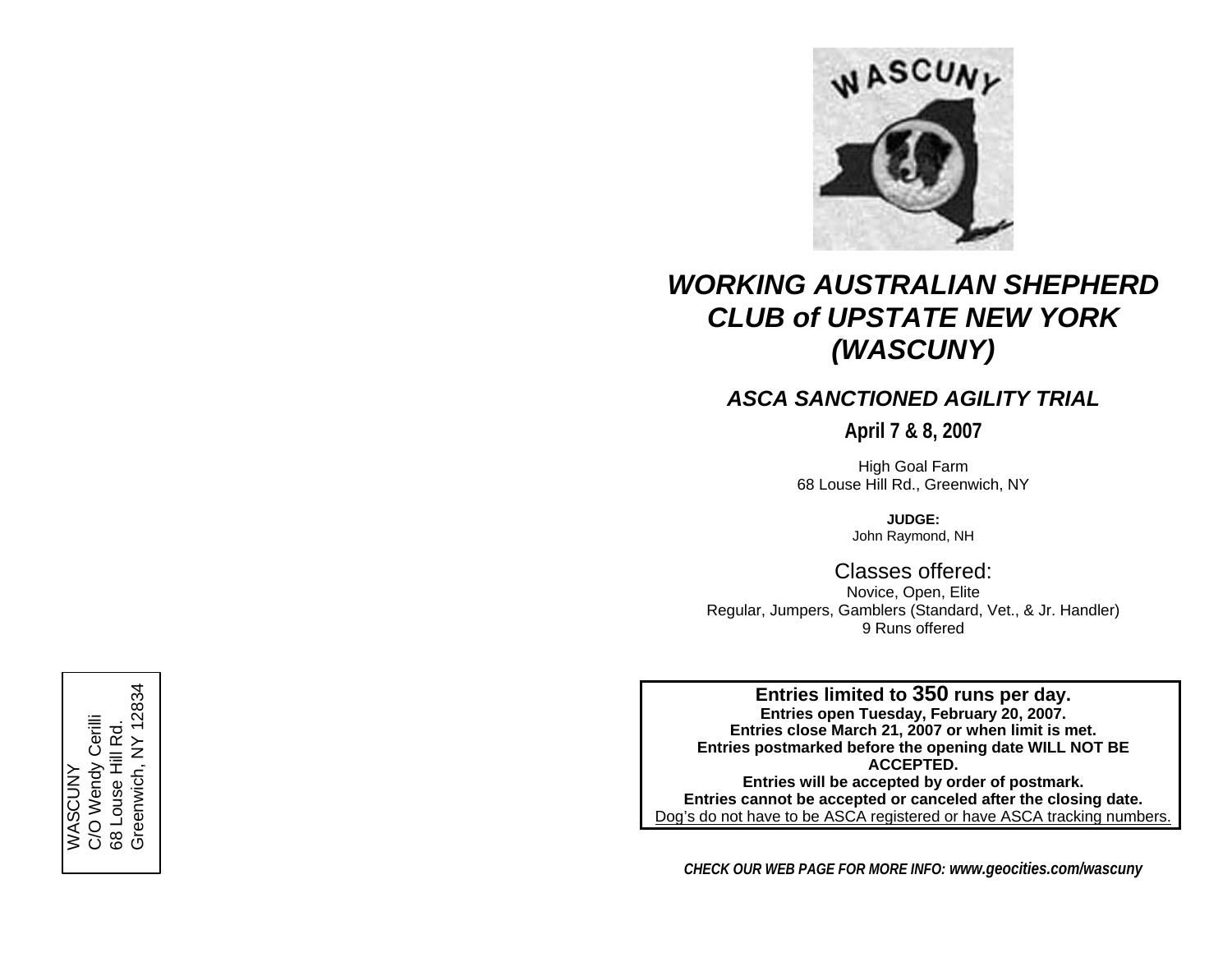WASCUNY
C/O Wendy Cerilli
68 Louse Hill Rd.
Greenwich, NY 12834

# *WORKING AUSTRALIAN SHEPHERD CLUB of UPSTATE NEW YORK (WASCUNY)*

## *ASCA SANCTIONED AGILITY TRIAL*

**April 7 & 8, 2007**

High Goal Farm
68 Louse Hill Rd., Greenwich, NY

**JUDGE:**
John Raymond, NH

Classes offered:
Novice, Open, Elite
Regular, Jumpers, Gamblers (Standard, Vet., & Jr. Handler)
9 Runs offered

**Entries limited to 350 runs per day.**
**Entries open Tuesday, February 20, 2007.**
**Entries close March 21, 2007 or when limit is met.**
**Entries postmarked before the opening date WILL NOT BE ACCEPTED.**
**Entries will be accepted by order of postmark.**
**Entries cannot be accepted or canceled after the closing date.**
Dog's do not have to be ASCA registered or have ASCA tracking numbers.

***CHECK OUR WEB PAGE FOR MORE INFO: www.geocities.com/wascuny***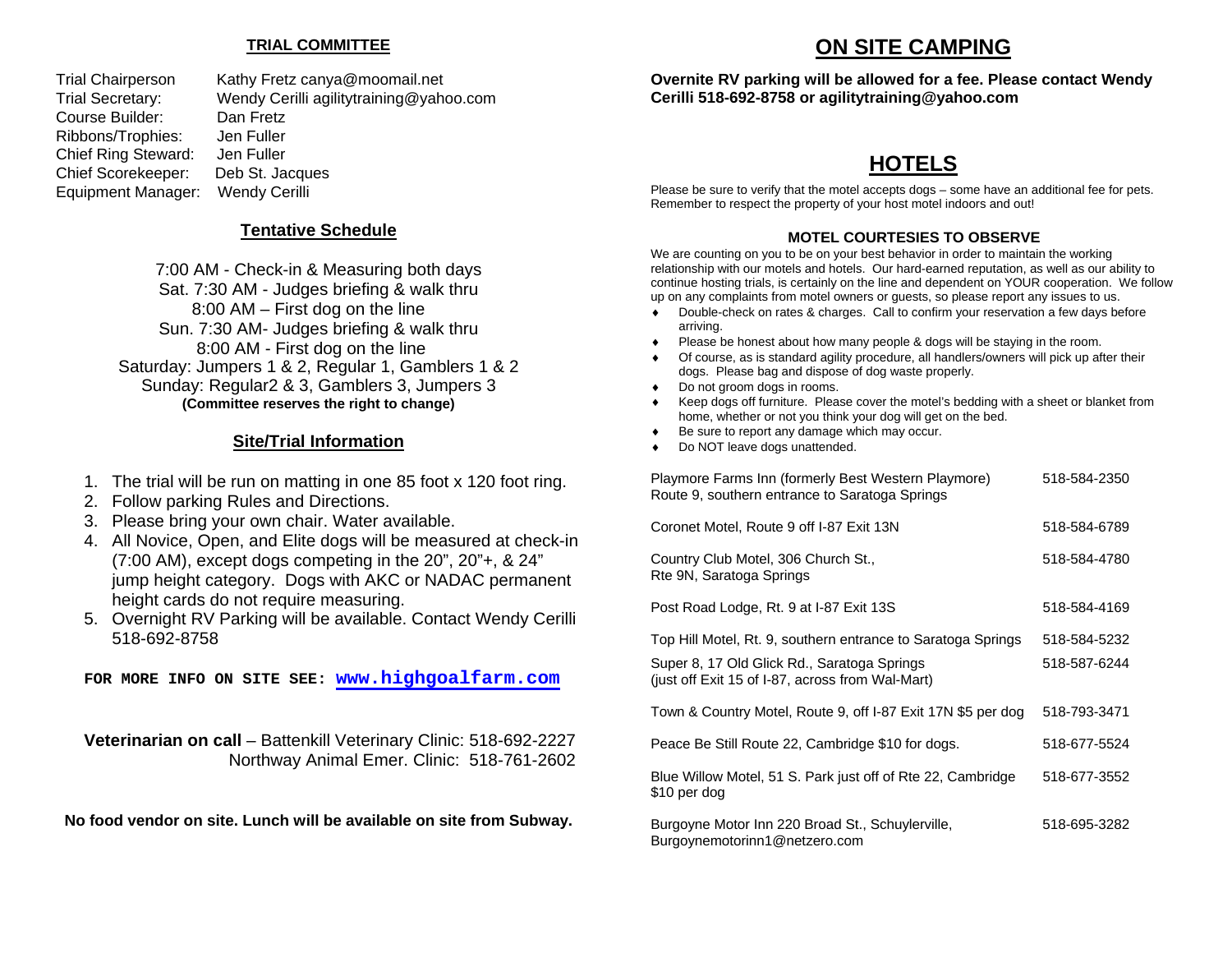## TRIAL COMMITTEE

Trial Chairperson: Kathy Fretz canya@moomail.net
Trial Secretary: Wendy Cerilli agilitytraining@yahoo.com
Course Builder: Dan Fretz
Ribbons/Trophies: Jen Fuller
Chief Ring Steward: Jen Fuller
Chief Scorekeeper: Deb St. Jacques
Equipment Manager: Wendy Cerilli

## Tentative Schedule

7:00 AM - Check-in & Measuring both days
Sat. 7:30 AM - Judges briefing & walk thru
8:00 AM – First dog on the line
Sun. 7:30 AM- Judges briefing & walk thru
8:00 AM - First dog on the line
Saturday: Jumpers 1 & 2, Regular 1, Gamblers 1 & 2
Sunday: Regular2 & 3, Gamblers 3, Jumpers 3
**(Committee reserves the right to change)**

## Site/Trial Information

1. The trial will be run on matting in one 85 foot x 120 foot ring.
2. Follow parking Rules and Directions.
3. Please bring your own chair. Water available.
4. All Novice, Open, and Elite dogs will be measured at check-in (7:00 AM), except dogs competing in the 20", 20"+, & 24" jump height category. Dogs with AKC or NADAC permanent height cards do not require measuring.
5. Overnight RV Parking will be available. Contact Wendy Cerilli 518-692-8758

**FOR MORE INFO ON SITE SEE: www.highgoalfarm.com**

**Veterinarian on call** – Battenkill Veterinary Clinic: 518-692-2227
Northway Animal Emer. Clinic: 518-761-2602

**No food vendor on site. Lunch will be available on site from Subway.**

# ON SITE CAMPING

**Overnite RV parking will be allowed for a fee. Please contact Wendy Cerilli 518-692-8758 or agilitytraining@yahoo.com**

# HOTELS

Please be sure to verify that the motel accepts dogs – some have an additional fee for pets. Remember to respect the property of your host motel indoors and out!

### MOTEL COURTESIES TO OBSERVE

We are counting on you to be on your best behavior in order to maintain the working relationship with our motels and hotels. Our hard-earned reputation, as well as our ability to continue hosting trials, is certainly on the line and dependent on YOUR cooperation. We follow up on any complaints from motel owners or guests, so please report any issues to us.

- Double-check on rates & charges. Call to confirm your reservation a few days before arriving.
- Please be honest about how many people & dogs will be staying in the room.
- Of course, as is standard agility procedure, all handlers/owners will pick up after their dogs. Please bag and dispose of dog waste properly.
- Do not groom dogs in rooms.
- Keep dogs off furniture. Please cover the motel's bedding with a sheet or blanket from home, whether or not you think your dog will get on the bed.
- Be sure to report any damage which may occur.
- Do NOT leave dogs unattended.

| Motel | Phone |
|---|---|
| Playmore Farms Inn (formerly Best Western Playmore) Route 9, southern entrance to Saratoga Springs | 518-584-2350 |
| Coronet Motel, Route 9 off I-87 Exit 13N | 518-584-6789 |
| Country Club Motel, 306 Church St., Rte 9N, Saratoga Springs | 518-584-4780 |
| Post Road Lodge, Rt. 9 at I-87 Exit 13S | 518-584-4169 |
| Top Hill Motel, Rt. 9, southern entrance to Saratoga Springs | 518-584-5232 |
| Super 8, 17 Old Glick Rd., Saratoga Springs (just off Exit 15 of I-87, across from Wal-Mart) | 518-587-6244 |
| Town & Country Motel, Route 9, off I-87 Exit 17N $5 per dog | 518-793-3471 |
| Peace Be Still Route 22, Cambridge $10 for dogs. | 518-677-5524 |
| Blue Willow Motel, 51 S. Park just off of Rte 22, Cambridge $10 per dog | 518-677-3552 |
| Burgoyne Motor Inn 220 Broad St., Schuylerville, Burgoynemotorinn1@netzero.com | 518-695-3282 |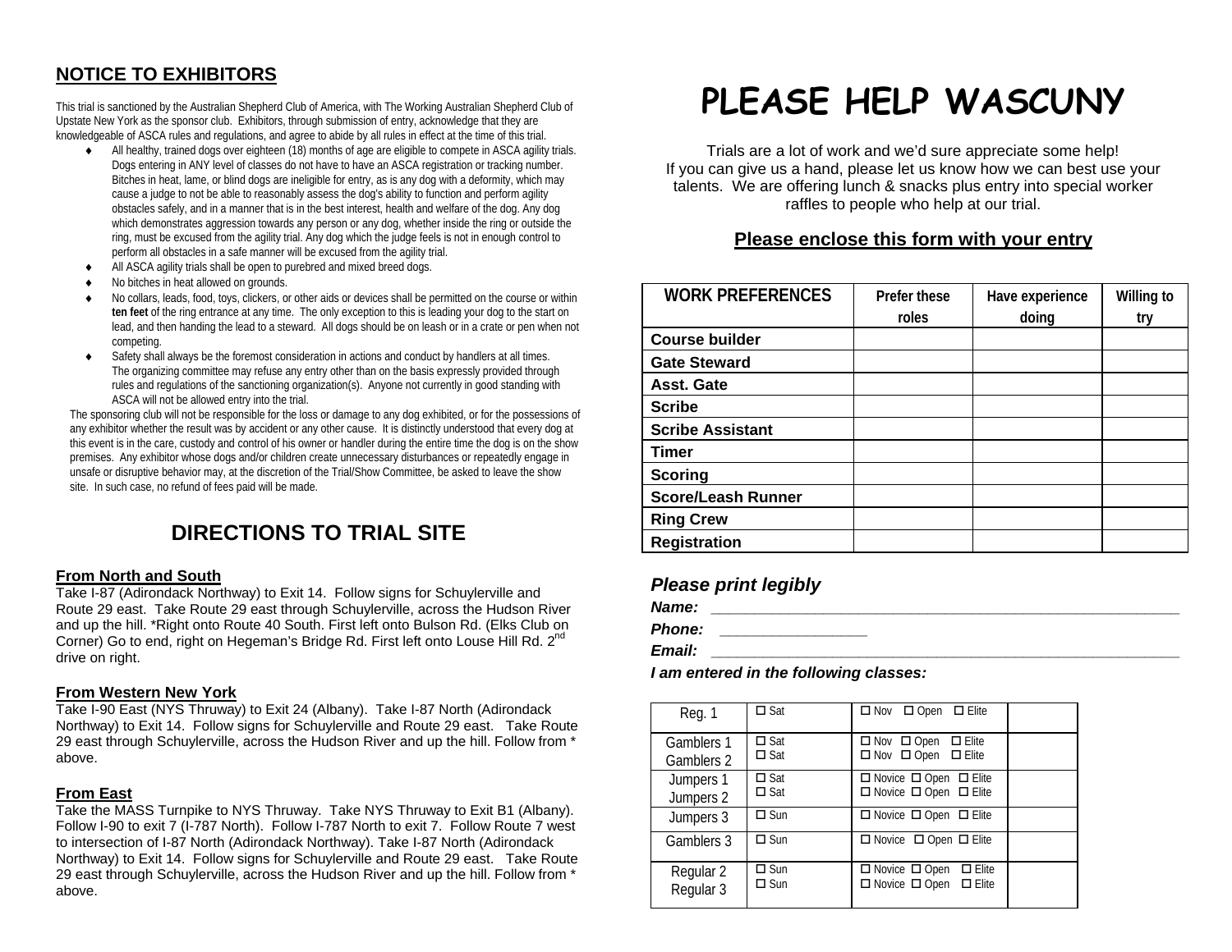## NOTICE TO EXHIBITORS

This trial is sanctioned by the Australian Shepherd Club of America, with The Working Australian Shepherd Club of Upstate New York as the sponsor club. Exhibitors, through submission of entry, acknowledge that they are knowledgeable of ASCA rules and regulations, and agree to abide by all rules in effect at the time of this trial.

- All healthy, trained dogs over eighteen (18) months of age are eligible to compete in ASCA agility trials. Dogs entering in ANY level of classes do not have to have an ASCA registration or tracking number. Bitches in heat, lame, or blind dogs are ineligible for entry, as is any dog with a deformity, which may cause a judge to not be able to reasonably assess the dog's ability to function and perform agility obstacles safely, and in a manner that is in the best interest, health and welfare of the dog. Any dog which demonstrates aggression towards any person or any dog, whether inside the ring or outside the ring, must be excused from the agility trial. Any dog which the judge feels is not in enough control to perform all obstacles in a safe manner will be excused from the agility trial.
- All ASCA agility trials shall be open to purebred and mixed breed dogs.
- No bitches in heat allowed on grounds.
- No collars, leads, food, toys, clickers, or other aids or devices shall be permitted on the course or within **ten feet** of the ring entrance at any time. The only exception to this is leading your dog to the start on lead, and then handing the lead to a steward. All dogs should be on leash or in a crate or pen when not competing.
- Safety shall always be the foremost consideration in actions and conduct by handlers at all times. The organizing committee may refuse any entry other than on the basis expressly provided through rules and regulations of the sanctioning organization(s). Anyone not currently in good standing with ASCA will not be allowed entry into the trial.

The sponsoring club will not be responsible for the loss or damage to any dog exhibited, or for the possessions of any exhibitor whether the result was by accident or any other cause. It is distinctly understood that every dog at this event is in the care, custody and control of his owner or handler during the entire time the dog is on the show premises. Any exhibitor whose dogs and/or children create unnecessary disturbances or repeatedly engage in unsafe or disruptive behavior may, at the discretion of the Trial/Show Committee, be asked to leave the show site. In such case, no refund of fees paid will be made.

## DIRECTIONS TO TRIAL SITE

**From North and South**

Take I-87 (Adirondack Northway) to Exit 14. Follow signs for Schuylerville and Route 29 east. Take Route 29 east through Schuylerville, across the Hudson River and up the hill. *Right onto Route 40 South. First left onto Bulson Rd. (Elks Club on Corner) Go to end, right on Hegeman's Bridge Rd. First left onto Louse Hill Rd. 2nd drive on right.

**From Western New York**

Take I-90 East (NYS Thruway) to Exit 24 (Albany). Take I-87 North (Adirondack Northway) to Exit 14. Follow signs for Schuylerville and Route 29 east. Take Route 29 east through Schuylerville, across the Hudson River and up the hill. Follow from * above.

**From East**

Take the MASS Turnpike to NYS Thruway. Take NYS Thruway to Exit B1 (Albany). Follow I-90 to exit 7 (I-787 North). Follow I-787 North to exit 7. Follow Route 7 west to intersection of I-87 North (Adirondack Northway). Take I-87 North (Adirondack Northway) to Exit 14. Follow signs for Schuylerville and Route 29 east. Take Route 29 east through Schuylerville, across the Hudson River and up the hill. Follow from * above.

# PLEASE HELP WASCUNY

Trials are a lot of work and we'd sure appreciate some help! If you can give us a hand, please let us know how we can best use your talents. We are offering lunch & snacks plus entry into special worker raffles to people who help at our trial.

**Please enclose this form with your entry**

| WORK PREFERENCES | Prefer these roles | Have experience doing | Willing to try |
|---|---|---|---|
| Course builder | | | |
| Gate Steward | | | |
| Asst. Gate | | | |
| Scribe | | | |
| Scribe Assistant | | | |
| Timer | | | |
| Scoring | | | |
| Score/Leash Runner | | | |
| Ring Crew | | | |
| Registration | | | |

***Please print legibly***

***Name:*** ____________________________________________

***Phone:*** ________________

***Email:*** ____________________________________________

***I am entered in the following classes:***

| | | | |
|---|---|---|---|
| Reg. 1 | ☐ Sat | ☐ Nov ☐ Open ☐ Elite | |
| Gamblers 1<br>Gamblers 2 | ☐ Sat<br>☐ Sat | ☐ Nov ☐ Open ☐ Elite<br>☐ Nov ☐ Open ☐ Elite | |
| Jumpers 1<br>Jumpers 2 | ☐ Sat<br>☐ Sat | ☐ Novice ☐ Open ☐ Elite<br>☐ Novice ☐ Open ☐ Elite | |
| Jumpers 3 | ☐ Sun | ☐ Novice ☐ Open ☐ Elite | |
| Gamblers 3 | ☐ Sun | ☐ Novice ☐ Open ☐ Elite | |
| Regular 2<br>Regular 3 | ☐ Sun<br>☐ Sun | ☐ Novice ☐ Open ☐ Elite<br>☐ Novice ☐ Open ☐ Elite | |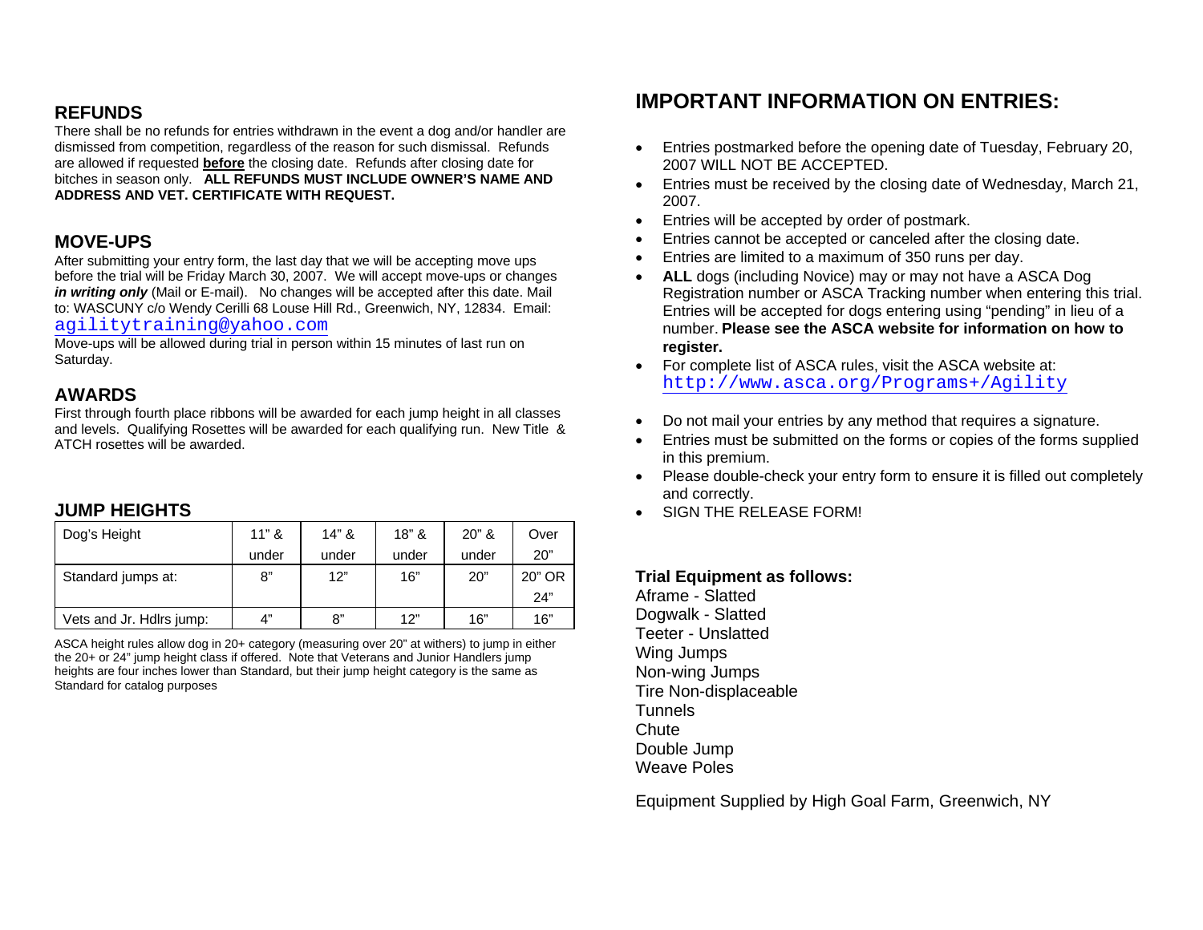## REFUNDS

There shall be no refunds for entries withdrawn in the event a dog and/or handler are dismissed from competition, regardless of the reason for such dismissal. Refunds are allowed if requested **before** the closing date. Refunds after closing date for bitches in season only. **ALL REFUNDS MUST INCLUDE OWNER'S NAME AND ADDRESS AND VET. CERTIFICATE WITH REQUEST.**

## MOVE-UPS

After submitting your entry form, the last day that we will be accepting move ups before the trial will be Friday March 30, 2007. We will accept move-ups or changes ***in writing only*** (Mail or E-mail). No changes will be accepted after this date. Mail to: WASCUNY c/o Wendy Cerilli 68 Louse Hill Rd., Greenwich, NY, 12834. Email: agilitytraining@yahoo.com

Move-ups will be allowed during trial in person within 15 minutes of last run on Saturday.

## AWARDS

First through fourth place ribbons will be awarded for each jump height in all classes and levels. Qualifying Rosettes will be awarded for each qualifying run. New Title & ATCH rosettes will be awarded.

## JUMP HEIGHTS

| Dog's Height | 11" & under | 14" & under | 18" & under | 20" & under | Over 20" |
|---|---|---|---|---|---|
| Standard jumps at: | 8" | 12" | 16" | 20" | 20" OR 24" |
| Vets and Jr. Hdlrs jump: | 4" | 8" | 12" | 16" | 16" |

ASCA height rules allow dog in 20+ category (measuring over 20" at withers) to jump in either the 20+ or 24" jump height class if offered. Note that Veterans and Junior Handlers jump heights are four inches lower than Standard, but their jump height category is the same as Standard for catalog purposes

## IMPORTANT INFORMATION ON ENTRIES:

- Entries postmarked before the opening date of Tuesday, February 20, 2007 WILL NOT BE ACCEPTED.
- Entries must be received by the closing date of Wednesday, March 21, 2007.
- Entries will be accepted by order of postmark.
- Entries cannot be accepted or canceled after the closing date.
- Entries are limited to a maximum of 350 runs per day.
- **ALL** dogs (including Novice) may or may not have a ASCA Dog Registration number or ASCA Tracking number when entering this trial. Entries will be accepted for dogs entering using "pending" in lieu of a number. **Please see the ASCA website for information on how to register.**
- For complete list of ASCA rules, visit the ASCA website at: http://www.asca.org/Programs+/Agility
- Do not mail your entries by any method that requires a signature.
- Entries must be submitted on the forms or copies of the forms supplied in this premium.
- Please double-check your entry form to ensure it is filled out completely and correctly.
- SIGN THE RELEASE FORM!

**Trial Equipment as follows:**

Aframe - Slatted
Dogwalk - Slatted
Teeter - Unslatted
Wing Jumps
Non-wing Jumps
Tire Non-displaceable
Tunnels
Chute
Double Jump
Weave Poles

Equipment Supplied by High Goal Farm, Greenwich, NY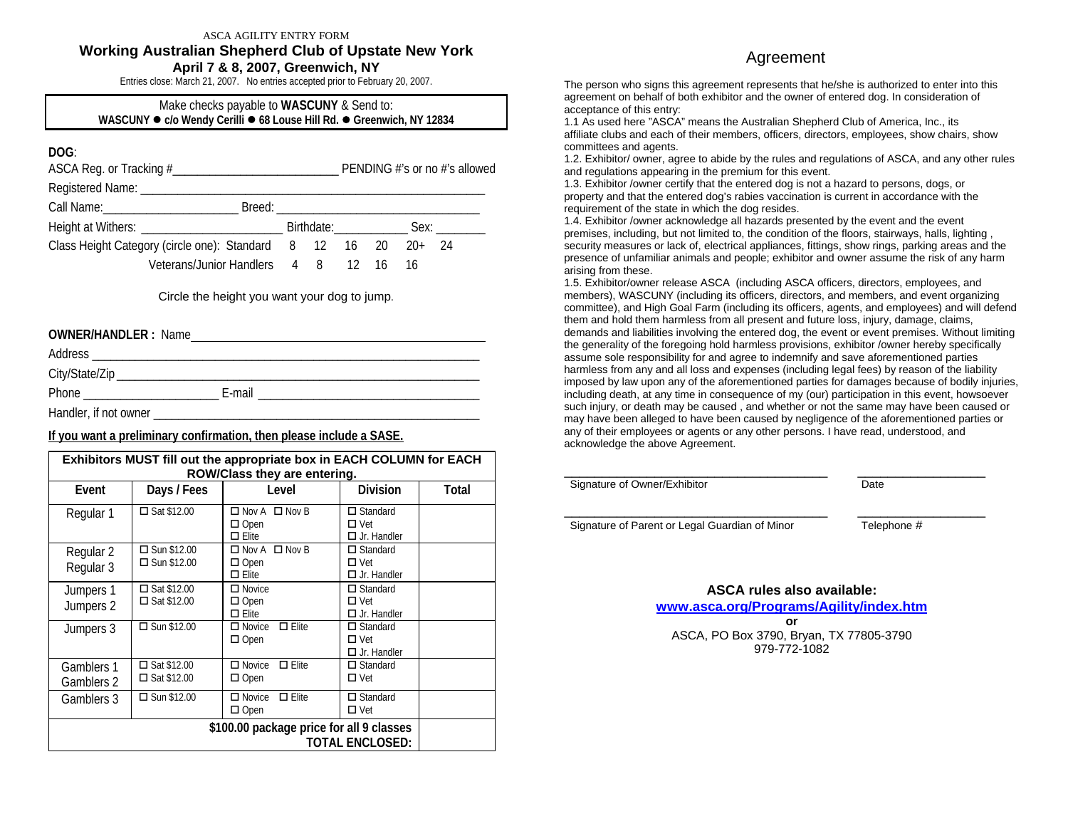ASCA AGILITY ENTRY FORM

# Working Australian Shepherd Club of Upstate New York

## April 7 & 8, 2007, Greenwich, NY

Entries close: March 21, 2007. No entries accepted prior to February 20, 2007.

Make checks payable to **WASCUNY** & Send to:
**WASCUNY ● c/o Wendy Cerilli ● 68 Louse Hill Rd. ● Greenwich, NY 12834**

**DOG**:

ASCA Reg. or Tracking #__________________________ PENDING #'s or no #'s allowed

Registered Name: ________________________________________________________

Call Name:______________________ Breed: ________________________________

Height at Withers: ______________________ Birthdate:___________ Sex: ________

Class Height Category (circle one): Standard 8 12 16 20 20+ 24

Veterans/Junior Handlers 4 8 12 16 16

Circle the height you want your dog to jump.

**OWNER/HANDLER :** Name_____________________________________________

Address ______________________________________________________________

City/State/Zip __________________________________________________________

Phone _____________________ E-mail ___________________________________

Handler, if not owner _____________________________________________________

**If you want a preliminary confirmation, then please include a SASE.**

| **Exhibitors MUST fill out the appropriate box in EACH COLUMN for EACH ROW/Class they are entering.** | | | | |
|---|---|---|---|---|
| **Event** | **Days / Fees** | **Level** | **Division** | **Total** |
| Regular 1 | ☐ Sat $12.00 | ☐ Nov A ☐ Nov B<br>☐ Open<br>☐ Elite | ☐ Standard<br>☐ Vet<br>☐ Jr. Handler | |
| Regular 2<br>Regular 3 | ☐ Sun $12.00<br>☐ Sun $12.00 | ☐ Nov A ☐ Nov B<br>☐ Open<br>☐ Elite | ☐ Standard<br>☐ Vet<br>☐ Jr. Handler | |
| Jumpers 1<br>Jumpers 2 | ☐ Sat $12.00<br>☐ Sat $12.00 | ☐ Novice<br>☐ Open<br>☐ Elite | ☐ Standard<br>☐ Vet<br>☐ Jr. Handler | |
| Jumpers 3 | ☐ Sun $12.00 | ☐ Novice ☐ Elite<br>☐ Open | ☐ Standard<br>☐ Vet<br>☐ Jr. Handler | |
| Gamblers 1<br>Gamblers 2 | ☐ Sat $12.00<br>☐ Sat $12.00 | ☐ Novice ☐ Elite<br>☐ Open | ☐ Standard<br>☐ Vet | |
| Gamblers 3 | ☐ Sun $12.00 | ☐ Novice ☐ Elite<br>☐ Open | ☐ Standard<br>☐ Vet | |
| **$100.00 package price for all 9 classes**<br>**TOTAL ENCLOSED:** | | | | |

# Agreement

The person who signs this agreement represents that he/she is authorized to enter into this agreement on behalf of both exhibitor and the owner of entered dog. In consideration of acceptance of this entry:

1.1 As used here "ASCA" means the Australian Shepherd Club of America, Inc., its affiliate clubs and each of their members, officers, directors, employees, show chairs, show committees and agents.

1.2. Exhibitor/ owner, agree to abide by the rules and regulations of ASCA, and any other rules and regulations appearing in the premium for this event.

1.3. Exhibitor /owner certify that the entered dog is not a hazard to persons, dogs, or property and that the entered dog's rabies vaccination is current in accordance with the requirement of the state in which the dog resides.

1.4. Exhibitor /owner acknowledge all hazards presented by the event and the event premises, including, but not limited to, the condition of the floors, stairways, halls, lighting , security measures or lack of, electrical appliances, fittings, show rings, parking areas and the presence of unfamiliar animals and people; exhibitor and owner assume the risk of any harm arising from these.

1.5. Exhibitor/owner release ASCA (including ASCA officers, directors, employees, and members), WASCUNY (including its officers, directors, and members, and event organizing committee), and High Goal Farm (including its officers, agents, and employees) and will defend them and hold them harmless from all present and future loss, injury, damage, claims, demands and liabilities involving the entered dog, the event or event premises. Without limiting the generality of the foregoing hold harmless provisions, exhibitor /owner hereby specifically assume sole responsibility for and agree to indemnify and save aforementioned parties harmless from any and all loss and expenses (including legal fees) by reason of the liability imposed by law upon any of the aforementioned parties for damages because of bodily injuries, including death, at any time in consequence of my (our) participation in this event, howsoever such injury, or death may be caused , and whether or not the same may have been caused or may have been alleged to have been caused by negligence of the aforementioned parties or any of their employees or agents or any other persons. I have read, understood, and acknowledge the above Agreement.

__________________________________________ ____________________
Signature of Owner/Exhibitor Date

__________________________________________ ____________________
Signature of Parent or Legal Guardian of Minor Telephone #

**ASCA rules also available:**

**www.asca.org/Programs/Agility/index.htm**

**or**

ASCA, PO Box 3790, Bryan, TX 77805-3790
979-772-1082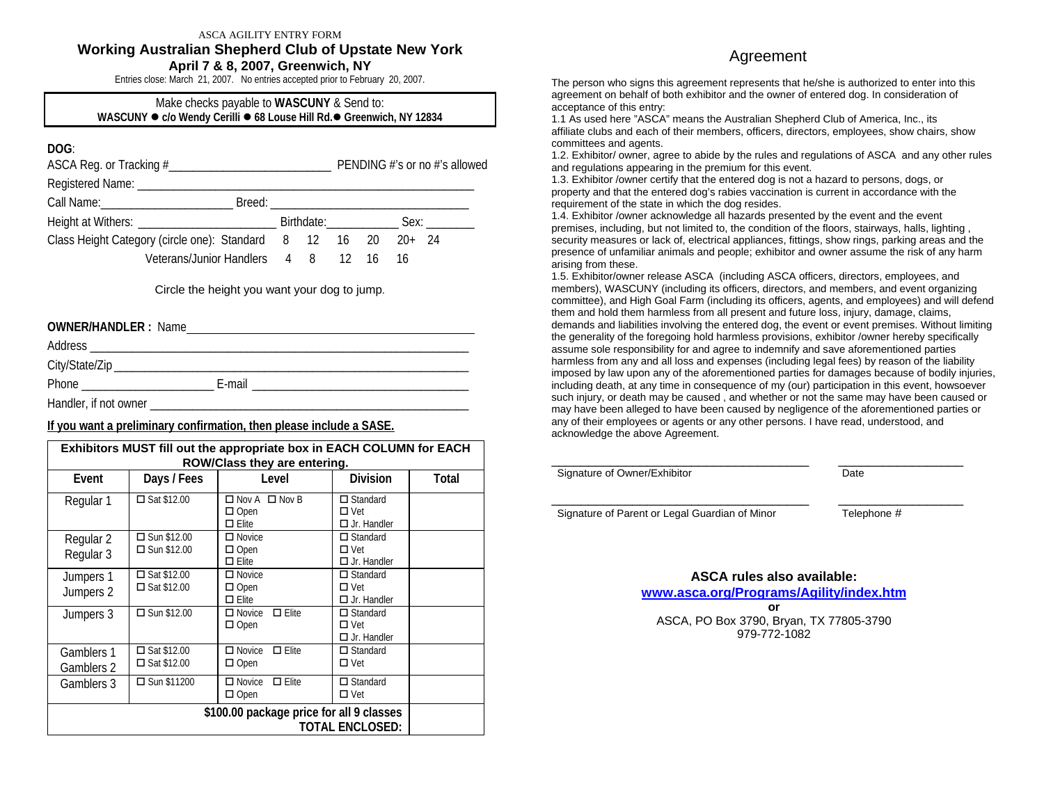ASCA AGILITY ENTRY FORM

## Working Australian Shepherd Club of Upstate New York

### April 7 & 8, 2007, Greenwich, NY

Entries close: March 21, 2007. No entries accepted prior to February 20, 2007.

Make checks payable to **WASCUNY** & Send to:
**WASCUNY ● c/o Wendy Cerilli ● 68 Louse Hill Rd.● Greenwich, NY 12834**

**DOG**:

ASCA Reg. or Tracking #__________________________ PENDING #'s or no #'s allowed

Registered Name: ________________________________________________________

Call Name:______________________ Breed: ________________________________

Height at Withers: ______________________ Birthdate:___________ Sex: ________

Class Height Category (circle one): Standard 8 12 16 20 20+ 24

Veterans/Junior Handlers 4 8 12 16 16

Circle the height you want your dog to jump.

**OWNER/HANDLER :** Name________________________________________________

Address ______________________________________________________________

City/State/Zip __________________________________________________________

Phone _____________________ E-mail ___________________________________

Handler, if not owner _____________________________________________________

**If you want a preliminary confirmation, then please include a SASE.**

**Exhibitors MUST fill out the appropriate box in EACH COLUMN for EACH ROW/Class they are entering.**

| Event | Days / Fees | Level | Division | Total |
|---|---|---|---|---|
| Regular 1 | ☐ Sat $12.00 | ☐ Nov A ☐ Nov B<br>☐ Open<br>☐ Elite | ☐ Standard<br>☐ Vet<br>☐ Jr. Handler | |
| Regular 2<br>Regular 3 | ☐ Sun $12.00<br>☐ Sun $12.00 | ☐ Novice<br>☐ Open<br>☐ Elite | ☐ Standard<br>☐ Vet<br>☐ Jr. Handler | |
| Jumpers 1<br>Jumpers 2 | ☐ Sat $12.00<br>☐ Sat $12.00 | ☐ Novice<br>☐ Open<br>☐ Elite | ☐ Standard<br>☐ Vet<br>☐ Jr. Handler | |
| Jumpers 3 | ☐ Sun $12.00 | ☐ Novice ☐ Elite<br>☐ Open | ☐ Standard<br>☐ Vet<br>☐ Jr. Handler | |
| Gamblers 1<br>Gamblers 2 | ☐ Sat $12.00<br>☐ Sat $12.00 | ☐ Novice ☐ Elite<br>☐ Open | ☐ Standard<br>☐ Vet | |
| Gamblers 3 | ☐ Sun $11200 | ☐ Novice ☐ Elite<br>☐ Open | ☐ Standard<br>☐ Vet | |
| **$100.00 package price for all 9 classes** | | | | |
| | | | **TOTAL ENCLOSED:** | |

## Agreement

The person who signs this agreement represents that he/she is authorized to enter into this agreement on behalf of both exhibitor and the owner of entered dog. In consideration of acceptance of this entry:

1.1 As used here "ASCA" means the Australian Shepherd Club of America, Inc., its affiliate clubs and each of their members, officers, directors, employees, show chairs, show committees and agents.

1.2. Exhibitor/ owner, agree to abide by the rules and regulations of ASCA and any other rules and regulations appearing in the premium for this event.

1.3. Exhibitor /owner certify that the entered dog is not a hazard to persons, dogs, or property and that the entered dog's rabies vaccination is current in accordance with the requirement of the state in which the dog resides.

1.4. Exhibitor /owner acknowledge all hazards presented by the event and the event premises, including, but not limited to, the condition of the floors, stairways, halls, lighting , security measures or lack of, electrical appliances, fittings, show rings, parking areas and the presence of unfamiliar animals and people; exhibitor and owner assume the risk of any harm arising from these.

1.5. Exhibitor/owner release ASCA (including ASCA officers, directors, employees, and members), WASCUNY (including its officers, directors, and members, and event organizing committee), and High Goal Farm (including its officers, agents, and employees) and will defend them and hold them harmless from all present and future loss, injury, damage, claims, demands and liabilities involving the entered dog, the event or event premises. Without limiting the generality of the foregoing hold harmless provisions, exhibitor /owner hereby specifically assume sole responsibility for and agree to indemnify and save aforementioned parties harmless from any and all loss and expenses (including legal fees) by reason of the liability imposed by law upon any of the aforementioned parties for damages because of bodily injuries, including death, at any time in consequence of my (our) participation in this event, howsoever such injury, or death may be caused , and whether or not the same may have been caused or may have been alleged to have been caused by negligence of the aforementioned parties or any of their employees or agents or any other persons. I have read, understood, and acknowledge the above Agreement.

__________________________________________ ____________________
Signature of Owner/Exhibitor Date

__________________________________________ ____________________
Signature of Parent or Legal Guardian of Minor Telephone #

**ASCA rules also available:**

**www.asca.org/Programs/Agility/index.htm**

**or**

ASCA, PO Box 3790, Bryan, TX 77805-3790
979-772-1082